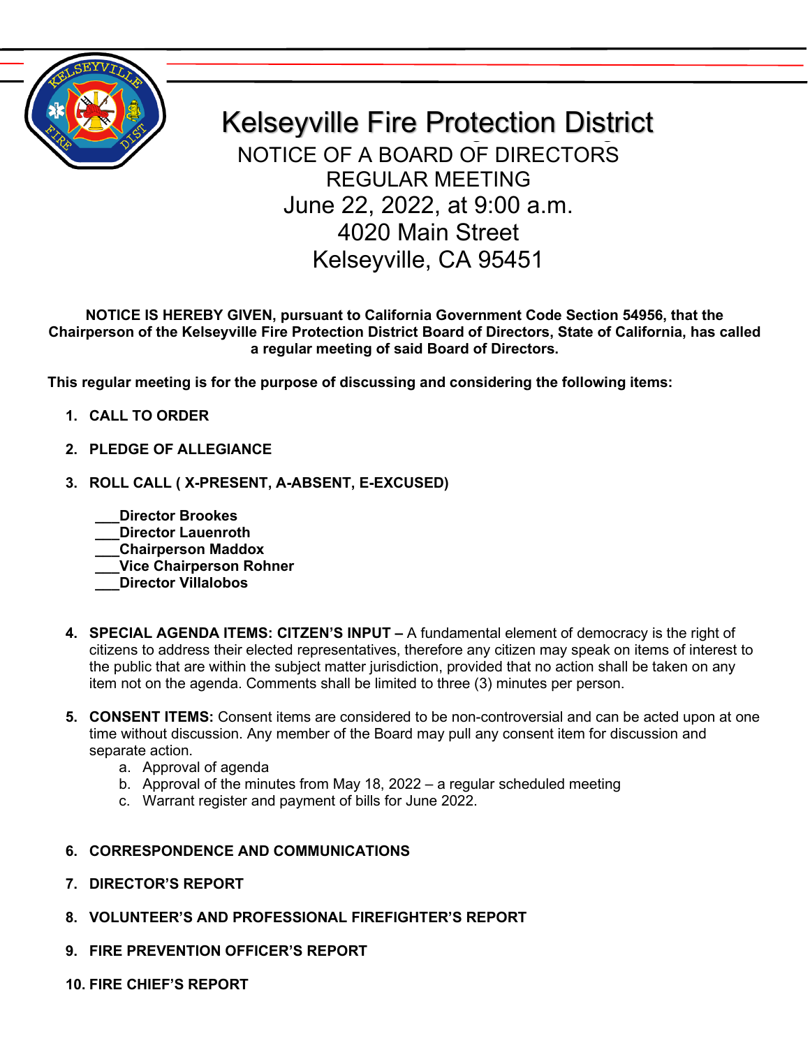# Kelseyville Fire Protection District

## NOTICE OF A BOARD OF DIRECTORS REGULAR MEETING

## June 22, 2022, at 9:00 a.m.
## 4020 Main Street
## Kelseyville, CA 95451

**NOTICE IS HEREBY GIVEN, pursuant to California Government Code Section 54956, that the Chairperson of the Kelseyville Fire Protection District Board of Directors, State of California, has called a regular meeting of said Board of Directors.**

**This regular meeting is for the purpose of discussing and considering the following items:**

1. **CALL TO ORDER**

2. **PLEDGE OF ALLEGIANCE**

3. **ROLL CALL ( X-PRESENT, A-ABSENT, E-EXCUSED)**

   **___Director Brookes**
   **___Director Lauenroth**
   **___Chairperson Maddox**
   **___Vice Chairperson Rohner**
   **___Director Villalobos**

4. **SPECIAL AGENDA ITEMS: CITZEN'S INPUT –** A fundamental element of democracy is the right of citizens to address their elected representatives, therefore any citizen may speak on items of interest to the public that are within the subject matter jurisdiction, provided that no action shall be taken on any item not on the agenda. Comments shall be limited to three (3) minutes per person.

5. **CONSENT ITEMS:** Consent items are considered to be non-controversial and can be acted upon at one time without discussion. Any member of the Board may pull any consent item for discussion and separate action.
   a. Approval of agenda
   b. Approval of the minutes from May 18, 2022 – a regular scheduled meeting
   c. Warrant register and payment of bills for June 2022.

6. **CORRESPONDENCE AND COMMUNICATIONS**

7. **DIRECTOR'S REPORT**

8. **VOLUNTEER'S AND PROFESSIONAL FIREFIGHTER'S REPORT**

9. **FIRE PREVENTION OFFICER'S REPORT**

10. **FIRE CHIEF'S REPORT**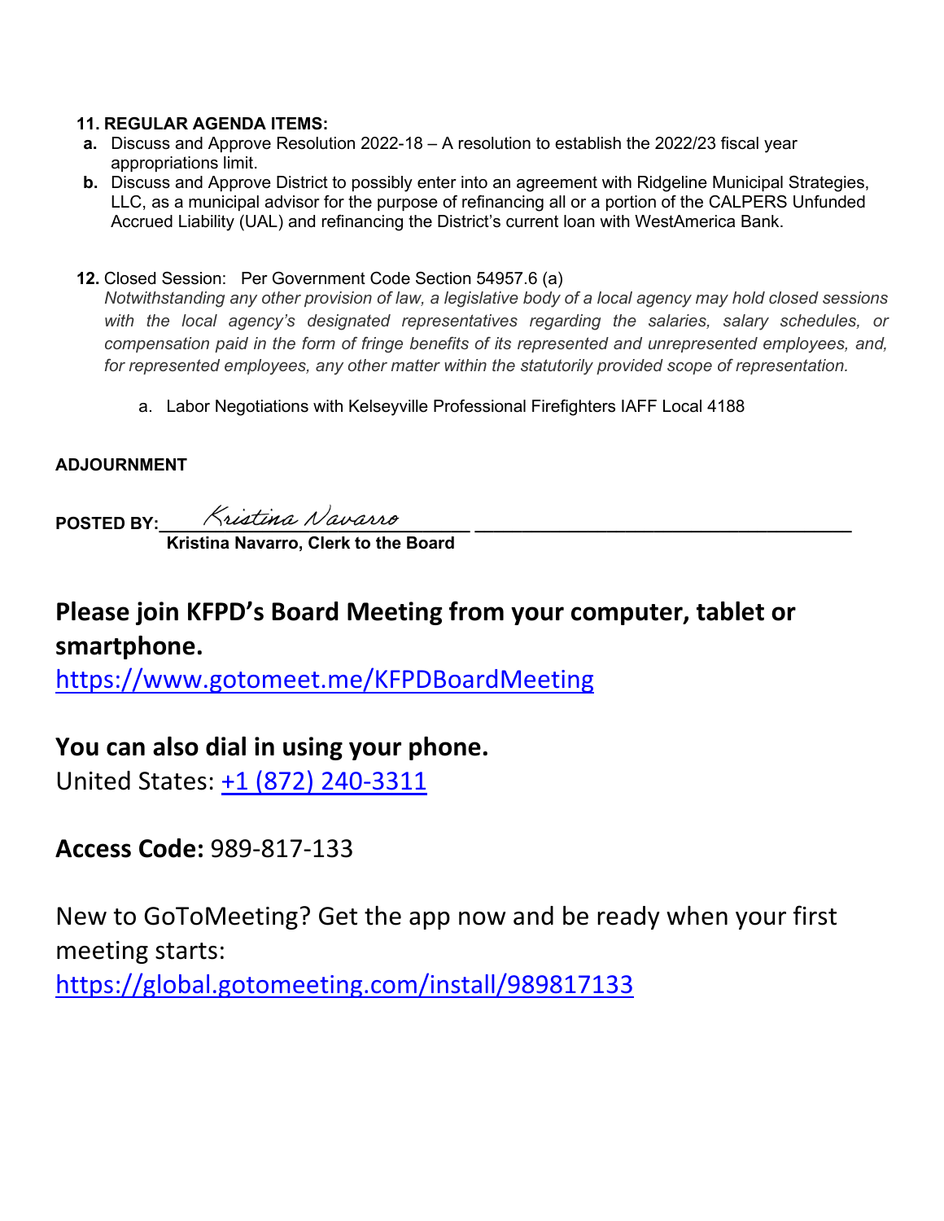**11. REGULAR AGENDA ITEMS:**

- **a.** Discuss and Approve Resolution 2022-18 – A resolution to establish the 2022/23 fiscal year appropriations limit.
- **b.** Discuss and Approve District to possibly enter into an agreement with Ridgeline Municipal Strategies, LLC, as a municipal advisor for the purpose of refinancing all or a portion of the CALPERS Unfunded Accrued Liability (UAL) and refinancing the District's current loan with WestAmerica Bank.

**12.** Closed Session: Per Government Code Section 54957.6 (a)

*Notwithstanding any other provision of law, a legislative body of a local agency may hold closed sessions with the local agency's designated representatives regarding the salaries, salary schedules, or compensation paid in the form of fringe benefits of its represented and unrepresented employees, and, for represented employees, any other matter within the statutorily provided scope of representation.*

a. Labor Negotiations with Kelseyville Professional Firefighters IAFF Local 4188

**ADJOURNMENT**

**POSTED BY:** Kristina Navarro
**Kristina Navarro, Clerk to the Board**

**Please join KFPD's Board Meeting from your computer, tablet or smartphone.**

https://www.gotomeet.me/KFPDBoardMeeting

**You can also dial in using your phone.**

United States: +1 (872) 240-3311

**Access Code:** 989-817-133

New to GoToMeeting? Get the app now and be ready when your first meeting starts:

https://global.gotomeeting.com/install/989817133